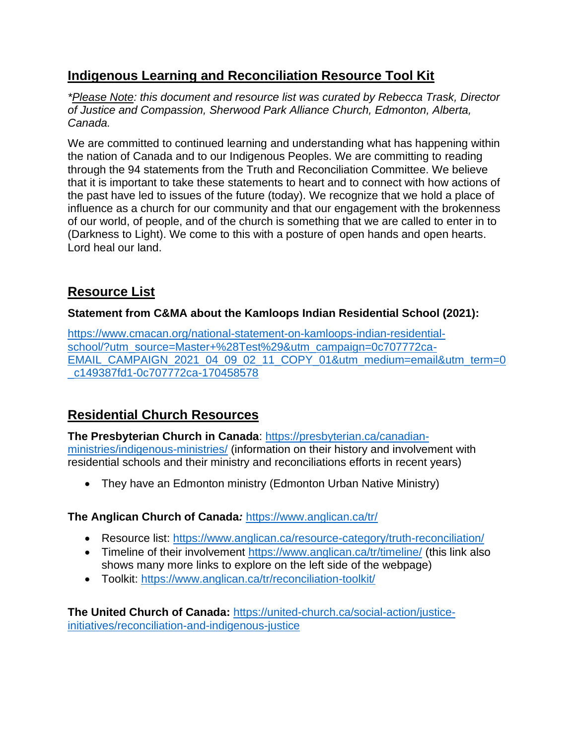## Indigenous Learning and Reconciliation Resource Tool Kit

**Please Note*: this document and resource list was curated by Rebecca Trask, Director of Justice and Compassion, Sherwood Park Alliance Church, Edmonton, Alberta, Canada.*

We are committed to continued learning and understanding what has happening within the nation of Canada and to our Indigenous Peoples. We are committing to reading through the 94 statements from the Truth and Reconciliation Committee. We believe that it is important to take these statements to heart and to connect with how actions of the past have led to issues of the future (today). We recognize that we hold a place of influence as a church for our community and that our engagement with the brokenness of our world, of people, and of the church is something that we are called to enter in to (Darkness to Light). We come to this with a posture of open hands and open hearts. Lord heal our land.

## Resource List

**Statement from C&MA about the Kamloops Indian Residential School (2021):**

https://www.cmacan.org/national-statement-on-kamloops-indian-residential-school/?utm_source=Master+%28Test%29&utm_campaign=0c707772ca-EMAIL_CAMPAIGN_2021_04_09_02_11_COPY_01&utm_medium=email&utm_term=0_c149387fd1-0c707772ca-170458578

## Residential Church Resources

**The Presbyterian Church in Canada**: https://presbyterian.ca/canadian-ministries/indigenous-ministries/ (information on their history and involvement with residential schools and their ministry and reconciliations efforts in recent years)

- They have an Edmonton ministry (Edmonton Urban Native Ministry)

**The Anglican Church of Canada***:* https://www.anglican.ca/tr/

- Resource list: https://www.anglican.ca/resource-category/truth-reconciliation/
- Timeline of their involvement https://www.anglican.ca/tr/timeline/ (this link also shows many more links to explore on the left side of the webpage)
- Toolkit: https://www.anglican.ca/tr/reconciliation-toolkit/

**The United Church of Canada:** https://united-church.ca/social-action/justice-initiatives/reconciliation-and-indigenous-justice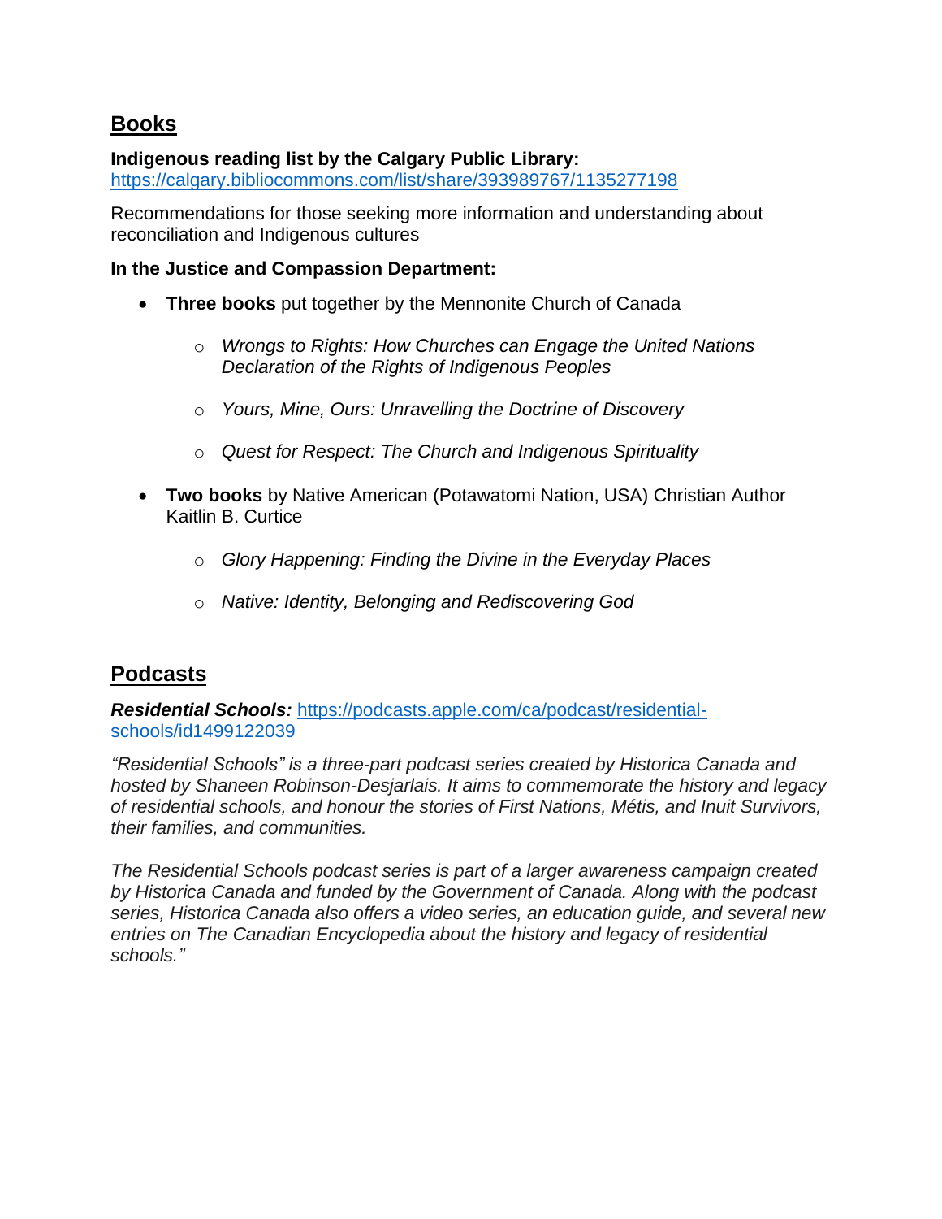## Books

**Indigenous reading list by the Calgary Public Library:**
https://calgary.bibliocommons.com/list/share/393989767/1135277198

Recommendations for those seeking more information and understanding about reconciliation and Indigenous cultures

**In the Justice and Compassion Department:**

- **Three books** put together by the Mennonite Church of Canada
  - *Wrongs to Rights: How Churches can Engage the United Nations Declaration of the Rights of Indigenous Peoples*
  - *Yours, Mine, Ours: Unravelling the Doctrine of Discovery*
  - *Quest for Respect: The Church and Indigenous Spirituality*
- **Two books** by Native American (Potawatomi Nation, USA) Christian Author Kaitlin B. Curtice
  - *Glory Happening: Finding the Divine in the Everyday Places*
  - *Native: Identity, Belonging and Rediscovering God*

## Podcasts

***Residential Schools:*** https://podcasts.apple.com/ca/podcast/residential-schools/id1499122039

*"Residential Schools" is a three-part podcast series created by Historica Canada and hosted by Shaneen Robinson-Desjarlais. It aims to commemorate the history and legacy of residential schools, and honour the stories of First Nations, Métis, and Inuit Survivors, their families, and communities.*

*The Residential Schools podcast series is part of a larger awareness campaign created by Historica Canada and funded by the Government of Canada. Along with the podcast series, Historica Canada also offers a video series, an education guide, and several new entries on The Canadian Encyclopedia about the history and legacy of residential schools."*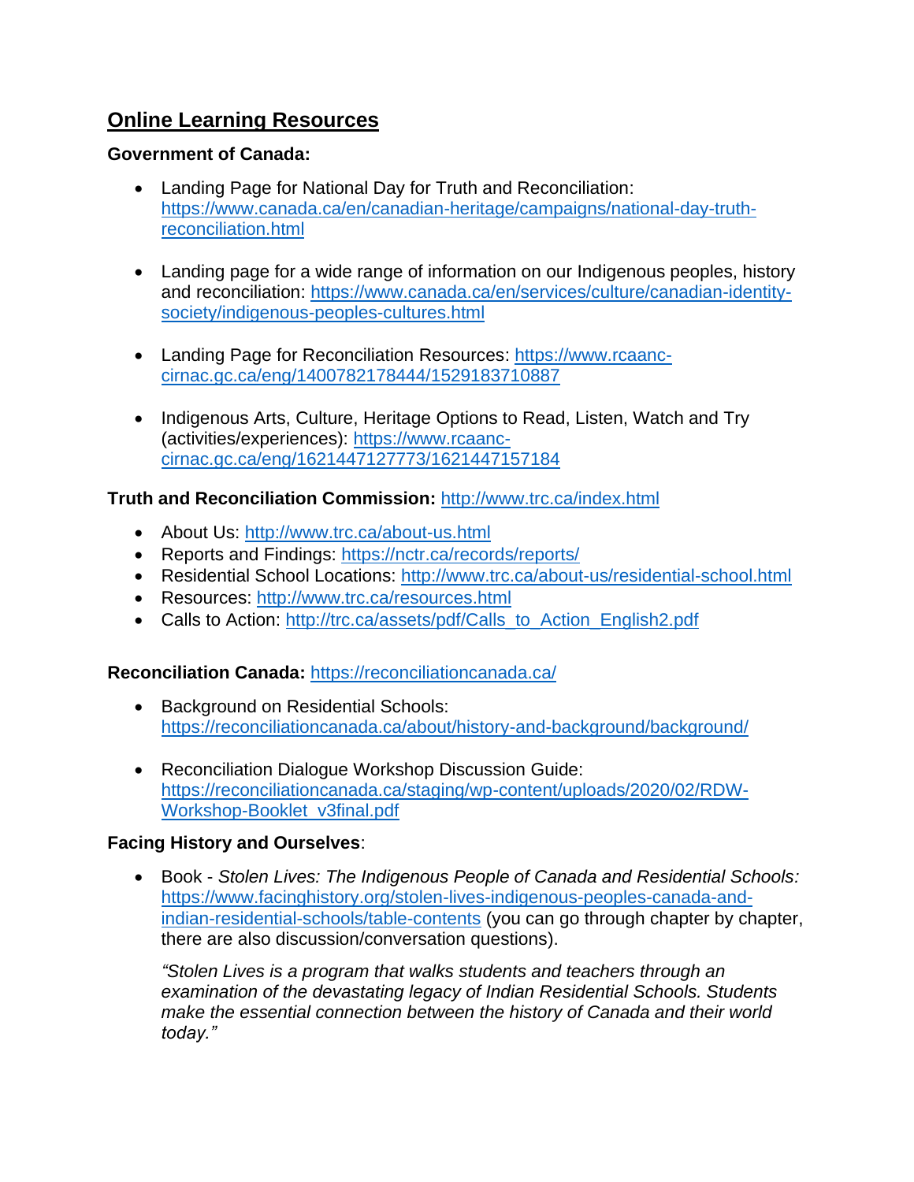## Online Learning Resources

**Government of Canada:**

- Landing Page for National Day for Truth and Reconciliation: https://www.canada.ca/en/canadian-heritage/campaigns/national-day-truth-reconciliation.html

- Landing page for a wide range of information on our Indigenous peoples, history and reconciliation: https://www.canada.ca/en/services/culture/canadian-identity-society/indigenous-peoples-cultures.html

- Landing Page for Reconciliation Resources: https://www.rcaanc-cirnac.gc.ca/eng/1400782178444/1529183710887

- Indigenous Arts, Culture, Heritage Options to Read, Listen, Watch and Try (activities/experiences): https://www.rcaanc-cirnac.gc.ca/eng/1621447127773/1621447157184

**Truth and Reconciliation Commission:** http://www.trc.ca/index.html

- About Us: http://www.trc.ca/about-us.html
- Reports and Findings: https://nctr.ca/records/reports/
- Residential School Locations: http://www.trc.ca/about-us/residential-school.html
- Resources: http://www.trc.ca/resources.html
- Calls to Action: http://trc.ca/assets/pdf/Calls_to_Action_English2.pdf

**Reconciliation Canada:** https://reconciliationcanada.ca/

- Background on Residential Schools: https://reconciliationcanada.ca/about/history-and-background/background/

- Reconciliation Dialogue Workshop Discussion Guide: https://reconciliationcanada.ca/staging/wp-content/uploads/2020/02/RDW-Workshop-Booklet_v3final.pdf

**Facing History and Ourselves**:

- Book - *Stolen Lives: The Indigenous People of Canada and Residential Schools:* https://www.facinghistory.org/stolen-lives-indigenous-peoples-canada-and-indian-residential-schools/table-contents (you can go through chapter by chapter, there are also discussion/conversation questions).

  *"Stolen Lives is a program that walks students and teachers through an examination of the devastating legacy of Indian Residential Schools. Students make the essential connection between the history of Canada and their world today."*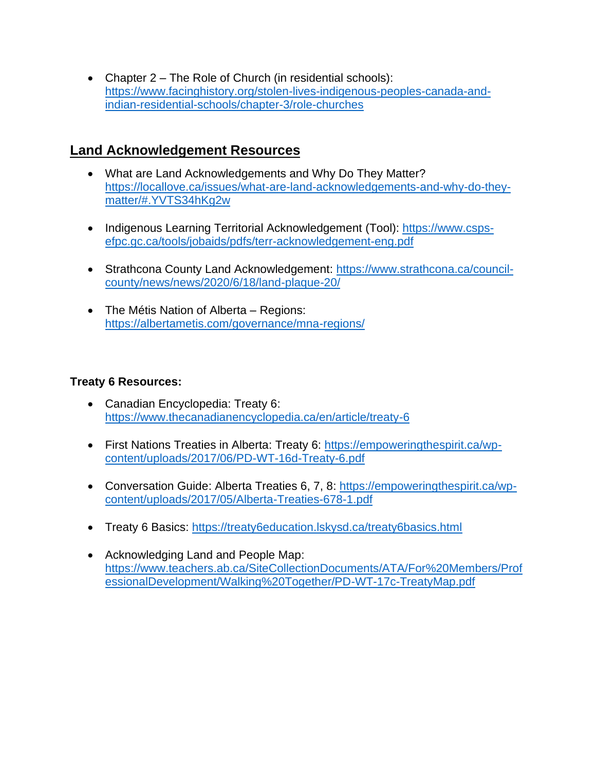- Chapter 2 – The Role of Church (in residential schools): https://www.facinghistory.org/stolen-lives-indigenous-peoples-canada-and-indian-residential-schools/chapter-3/role-churches

## Land Acknowledgement Resources

- What are Land Acknowledgements and Why Do They Matter? https://locallove.ca/issues/what-are-land-acknowledgements-and-why-do-they-matter/#.YVTS34hKg2w
- Indigenous Learning Territorial Acknowledgement (Tool): https://www.csps-efpc.gc.ca/tools/jobaids/pdfs/terr-acknowledgement-eng.pdf
- Strathcona County Land Acknowledgement: https://www.strathcona.ca/council-county/news/news/2020/6/18/land-plaque-20/
- The Métis Nation of Alberta – Regions: https://albertametis.com/governance/mna-regions/

**Treaty 6 Resources:**

- Canadian Encyclopedia: Treaty 6: https://www.thecanadianencyclopedia.ca/en/article/treaty-6
- First Nations Treaties in Alberta: Treaty 6: https://empoweringthespirit.ca/wp-content/uploads/2017/06/PD-WT-16d-Treaty-6.pdf
- Conversation Guide: Alberta Treaties 6, 7, 8: https://empoweringthespirit.ca/wp-content/uploads/2017/05/Alberta-Treaties-678-1.pdf
- Treaty 6 Basics: https://treaty6education.lskysd.ca/treaty6basics.html
- Acknowledging Land and People Map: https://www.teachers.ab.ca/SiteCollectionDocuments/ATA/For%20Members/ProfessionalDevelopment/Walking%20Together/PD-WT-17c-TreatyMap.pdf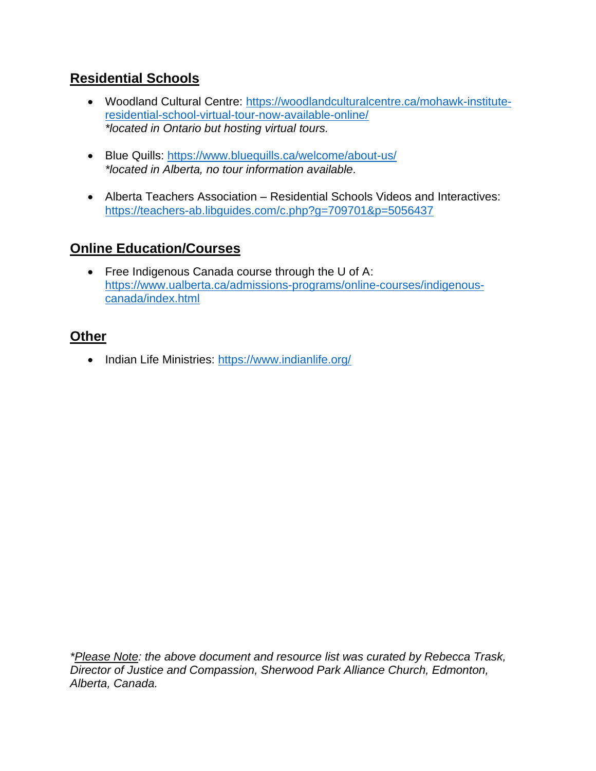## Residential Schools

- Woodland Cultural Centre: [https://woodlandculturalcentre.ca/mohawk-institute-residential-school-virtual-tour-now-available-online/](https://woodlandculturalcentre.ca/mohawk-institute-residential-school-virtual-tour-now-available-online/)
  *\*located in Ontario but hosting virtual tours.*

- Blue Quills: [https://www.bluequills.ca/welcome/about-us/](https://www.bluequills.ca/welcome/about-us/)
  *\*located in Alberta, no tour information available.*

- Alberta Teachers Association – Residential Schools Videos and Interactives: [https://teachers-ab.libguides.com/c.php?g=709701&p=5056437](https://teachers-ab.libguides.com/c.php?g=709701&p=5056437)

## Online Education/Courses

- Free Indigenous Canada course through the U of A: [https://www.ualberta.ca/admissions-programs/online-courses/indigenous-canada/index.html](https://www.ualberta.ca/admissions-programs/online-courses/indigenous-canada/index.html)

## Other

- Indian Life Ministries: [https://www.indianlife.org/](https://www.indianlife.org/)

*\*Please Note: the above document and resource list was curated by Rebecca Trask, Director of Justice and Compassion, Sherwood Park Alliance Church, Edmonton, Alberta, Canada.*